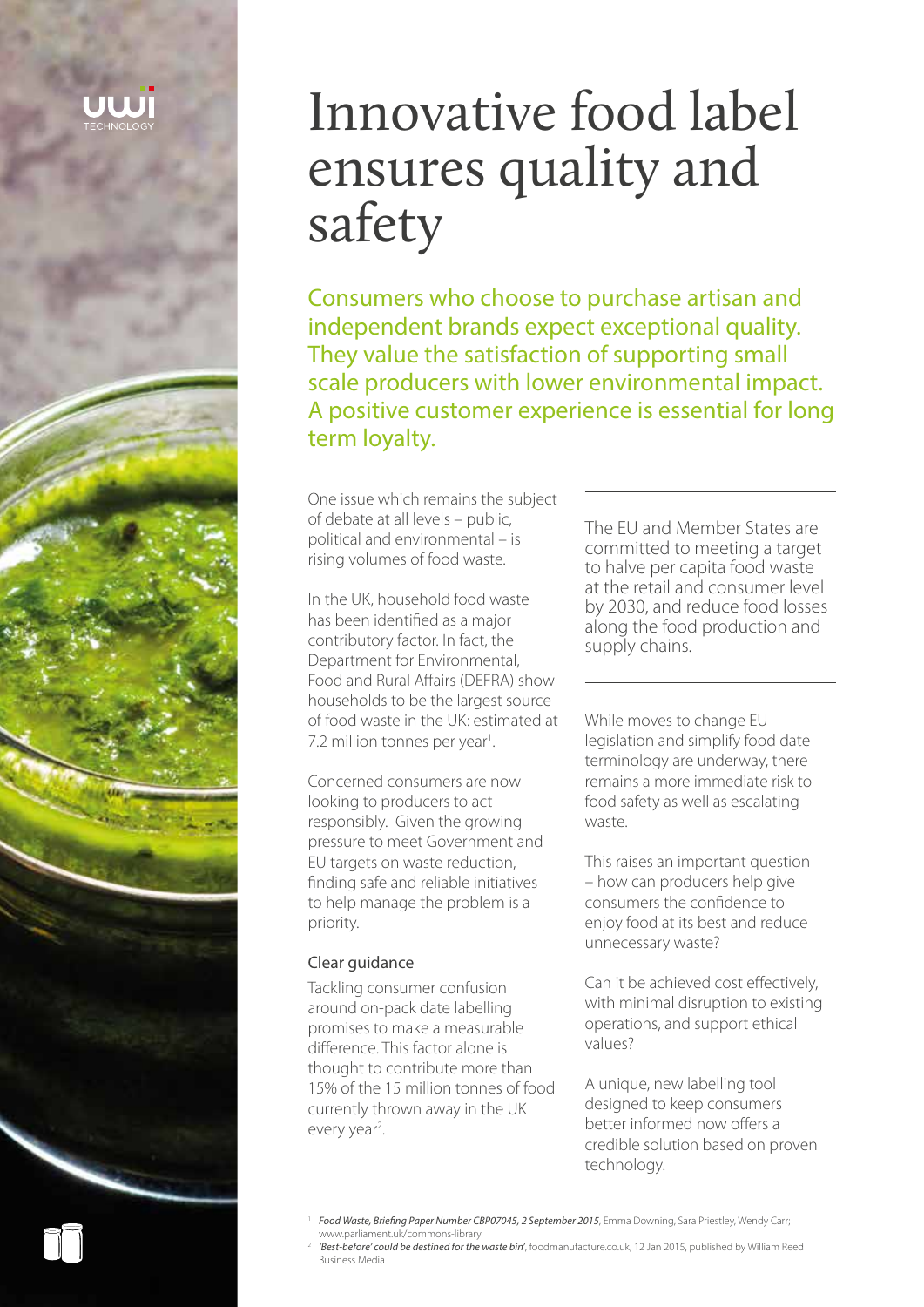# Innovative food label ensures quality and safety

## Consumers who choose to purchase artisan and independent brands expect exceptional quality. They value the satisfaction of supporting small scale producers with lower environmental impact. A positive customer experience is essential for long term loyalty.

One issue which remains the subject of debate at all levels – public, political and environmental – is rising volumes of food waste.

In the UK, household food waste has been identified as a major contributory factor. In fact, the Department for Environmental, Food and Rural Affairs (DEFRA) show households to be the largest source of food waste in the UK: estimated at 7.2 million tonnes per year[1].

Concerned consumers are now looking to producers to act responsibly. Given the growing pressure to meet Government and EU targets on waste reduction, finding safe and reliable initiatives to help manage the problem is a priority.

### Clear guidance

Tackling consumer confusion around on-pack date labelling promises to make a measurable difference. This factor alone is thought to contribute more than 15% of the 15 million tonnes of food currently thrown away in the UK every year[2].

> The EU and Member States are committed to meeting a target to halve per capita food waste at the retail and consumer level by 2030, and reduce food losses along the food production and supply chains.

While moves to change EU legislation and simplify food date terminology are underway, there remains a more immediate risk to food safety as well as escalating waste.

This raises an important question – how can producers help give consumers the confidence to enjoy food at its best and reduce unnecessary waste?

Can it be achieved cost effectively, with minimal disruption to existing operations, and support ethical values?

A unique, new labelling tool designed to keep consumers better informed now offers a credible solution based on proven technology.

---

[1] *Food Waste, Briefing Paper Number CBP07045, 2 September 2015*, Emma Downing, Sara Priestley, Wendy Carr; www.parliament.uk/commons-library

[2] *'Best-before' could be destined for the waste bin'*, foodmanufacture.co.uk, 12 Jan 2015, published by William Reed Business Media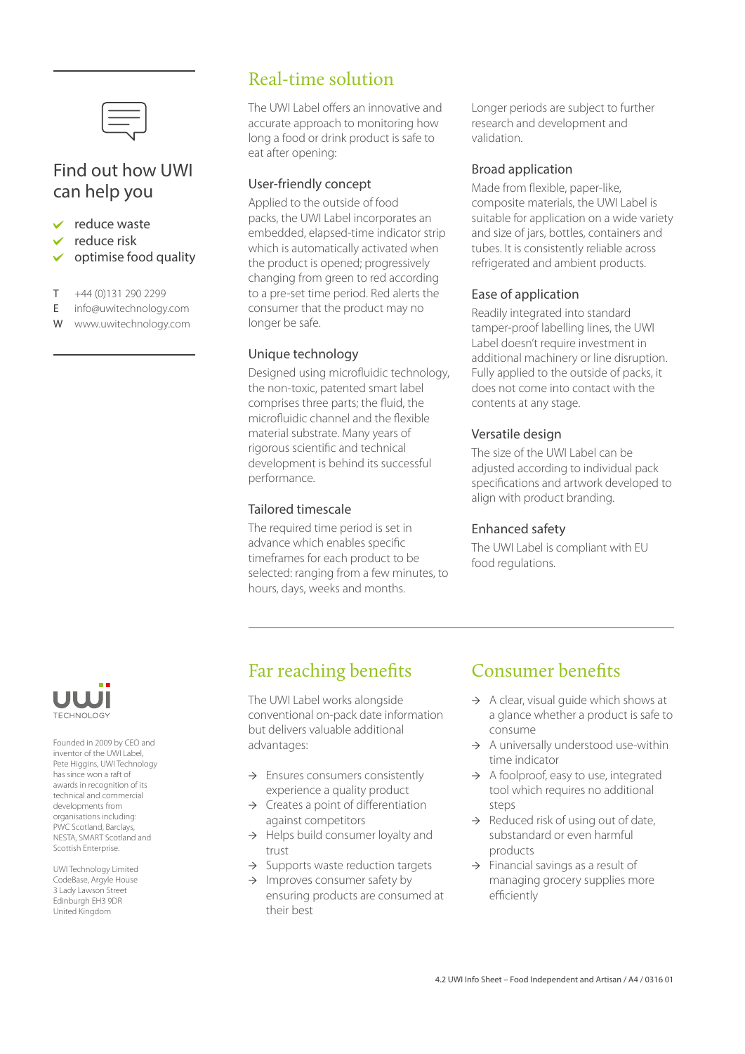## Find out how UWI can help you

- reduce waste
- reduce risk
- optimise food quality

T +44 (0)131 290 2299
E info@uwitechnology.com
W www.uwitechnology.com

# Real-time solution

The UWI Label offers an innovative and accurate approach to monitoring how long a food or drink product is safe to eat after opening:

### User-friendly concept

Applied to the outside of food packs, the UWI Label incorporates an embedded, elapsed-time indicator strip which is automatically activated when the product is opened; progressively changing from green to red according to a pre-set time period. Red alerts the consumer that the product may no longer be safe.

### Unique technology

Designed using microfluidic technology, the non-toxic, patented smart label comprises three parts; the fluid, the microfluidic channel and the flexible material substrate. Many years of rigorous scientific and technical development is behind its successful performance.

### Tailored timescale

The required time period is set in advance which enables specific timeframes for each product to be selected: ranging from a few minutes, to hours, days, weeks and months. Longer periods are subject to further research and development and validation.

### Broad application

Made from flexible, paper-like, composite materials, the UWI Label is suitable for application on a wide variety and size of jars, bottles, containers and tubes. It is consistently reliable across refrigerated and ambient products.

### Ease of application

Readily integrated into standard tamper-proof labelling lines, the UWI Label doesn't require investment in additional machinery or line disruption. Fully applied to the outside of packs, it does not come into contact with the contents at any stage.

### Versatile design

The size of the UWI Label can be adjusted according to individual pack specifications and artwork developed to align with product branding.

### Enhanced safety

The UWI Label is compliant with EU food regulations.

UWI TECHNOLOGY

Founded in 2009 by CEO and inventor of the UWI Label, Pete Higgins, UWI Technology has since won a raft of awards in recognition of its technical and commercial developments from organisations including: PWC Scotland, Barclays, NESTA, SMART Scotland and Scottish Enterprise.

UWI Technology Limited
CodeBase, Argyle House
3 Lady Lawson Street
Edinburgh EH3 9DR
United Kingdom

# Far reaching benefits

The UWI Label works alongside conventional on-pack date information but delivers valuable additional advantages:

- Ensures consumers consistently experience a quality product
- Creates a point of differentiation against competitors
- Helps build consumer loyalty and trust
- Supports waste reduction targets
- Improves consumer safety by ensuring products are consumed at their best

# Consumer benefits

- A clear, visual guide which shows at a glance whether a product is safe to consume
- A universally understood use-within time indicator
- A foolproof, easy to use, integrated tool which requires no additional steps
- Reduced risk of using out of date, substandard or even harmful products
- Financial savings as a result of managing grocery supplies more efficiently

4.2 UWI Info Sheet – Food Independent and Artisan / A4 / 0316 01